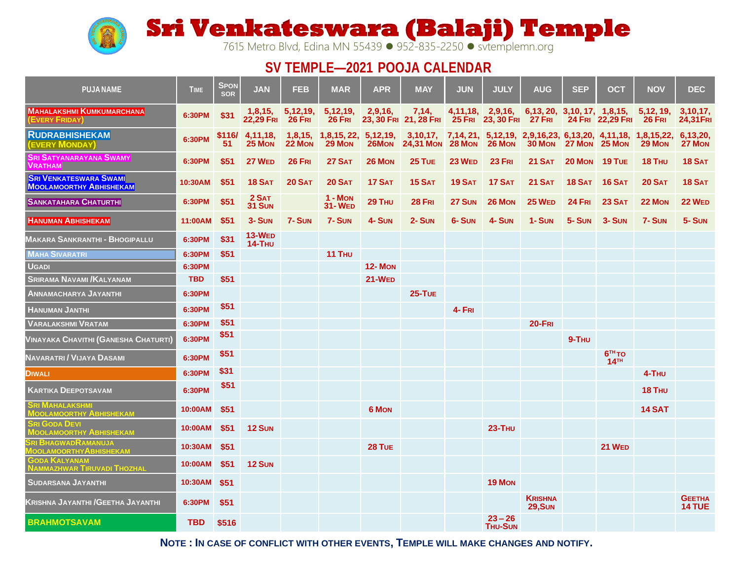# Sri Venkateswara (Balaji) Temple

7615 Metro Blvd, Edina MN 55439 ● 952-835-2250 ● svtemplemn.org

## SV TEMPLE—2021 POOJA CALENDAR

| PUJA NAME | TIME | SPONSOR | JAN | FEB | MAR | APR | MAY | JUN | JULY | AUG | SEP | OCT | NOV | DEC |
|---|---|---|---|---|---|---|---|---|---|---|---|---|---|---|
| MAHALAKSHMI KUMKUMARCHANA (EVERY FRIDAY) | 6:30PM | $31 | 1,8,15, 22,29 FRI | 5,12,19, 26 FRI | 5,12,19, 26 FRI | 2,9,16, 23, 30 FRI | 7,14, 21, 28 FRI | 4,11,18, 25 FRI | 2,9,16, 23, 30 FRI | 6,13, 20, 27 FRI | 3,10, 17, 24 FRI | 1,8,15, 22,29 FRI | 5,12, 19, 26 FRI | 3,10,17, 24,31FRI |
| RUDRABHISHEKAM (EVERY MONDAY) | 6:30PM | $116/ 51 | 4,11,18, 25 MON | 1,8,15, 22 MON | 1,8,15, 22, 29 MON | 5,12,19, 26MON | 3,10,17, 24,31 MON | 7,14, 21, 28 MON | 5,12,19, 26 MON | 2,9,16,23, 30 MON | 6,13,20, 27 MON | 4,11,18, 25 MON | 1,8,15,22, 29 MON | 6,13,20, 27 MON |
| SRI SATYANARAYANA SWAMY VRATHAM | 6:30PM | $51 | 27 WED | 26 FRI | 27 SAT | 26 MON | 25 TUE | 23 WED | 23 FRI | 21 SAT | 20 MON | 19 TUE | 18 THU | 18 SAT |
| SRI VENKATESWARA SWAMI MOOLAMOORTHY ABHISHEKAM | 10:30AM | $51 | 18 SAT | 20 SAT | 20 SAT | 17 SAT | 15 SAT | 19 SAT | 17 SAT | 21 SAT | 18 SAT | 16 SAT | 20 SAT | 18 SAT |
| SANKATAHARA CHATURTHI | 6:30PM | $51 | 2 SAT 31 SUN | | 1 - MON 31- WED | 29 THU | 28 FRI | 27 SUN | 26 MON | 25 WED | 24 FRI | 23 SAT | 22 MON | 22 WED |
| HANUMAN ABHISHEKAM | 11:00AM | $51 | 3- SUN | 7- SUN | 7- SUN | 4- SUN | 2- SUN | 6- SUN | 4- SUN | 1- SUN | 5- SUN | 3- SUN | 7- SUN | 5- SUN |
| MAKARA SANKRANTHI - BHOGIPALLU | 6:30PM | $31 | 13-WED 14-THU | | | | | | | | | | | |
| MAHA SIVARATRI | 6:30PM | $51 | | | 11 THU | | | | | | | | | |
| UGADI | 6:30PM | | | | | 12- MON | | | | | | | | |
| SRIRAMA NAVAMI /KALYANAM | TBD | $51 | | | | 21-WED | | | | | | | | |
| ANNAMACHARYA JAYANTHI | 6:30PM | | | | | | 25-TUE | | | | | | | |
| HANUMAN JANTHI | 6:30PM | $51 | | | | | | 4- FRI | | | | | | |
| VARALAKSHMI VRATAM | 6:30PM | $51 | | | | | | | | 20-FRI | | | | |
| VINAYAKA CHAVITHI (GANESHA CHATURTI) | 6:30PM | $51 | | | | | | | | | 9-THU | | | |
| NAVARATRI / VIJAYA DASAMI | 6:30PM | $51 | | | | | | | | | | 6TH TO 14TH | | |
| DIWALI | 6:30PM | $31 | | | | | | | | | | | 4-THU | |
| KARTIKA DEEPOTSAVAM | 6:30PM | $51 | | | | | | | | | | | 18 THU | |
| SRI MAHALAKSHMI MOOLAMOORTHY ABHISHEKAM | 10:00AM | $51 | | | | 6 MON | | | | | | | 14 SAT | |
| SRI GODA DEVI MOOLAMOORTHY ABHISHEKAM | 10:00AM | $51 | 12 SUN | | | | | | 23-THU | | | | | |
| SRI BHAGWADRAMANUJA MOOLAMOORTHYABHISHEKAM | 10:30AM | $51 | | | | 28 TUE | | | | | | 21 WED | | |
| GODA KALYANAM NAMMAZHWAR TIRUVADI THOZHAL | 10:00AM | $51 | 12 SUN | | | | | | | | | | | |
| SUDARSANA JAYANTHI | 10:30AM | $51 | | | | | | | 19 MON | | | | | |
| KRISHNA JAYANTHI /GEETHA JAYANTHI | 6:30PM | $51 | | | | | | | | KRISHNA 29,SUN | | | | GEETHA 14 TUE |
| BRAHMOTSAVAM | TBD | $516 | | | | | | | 23 – 26 THU-SUN | | | | | |

**NOTE : IN CASE OF CONFLICT WITH OTHER EVENTS, TEMPLE WILL MAKE CHANGES AND NOTIFY.**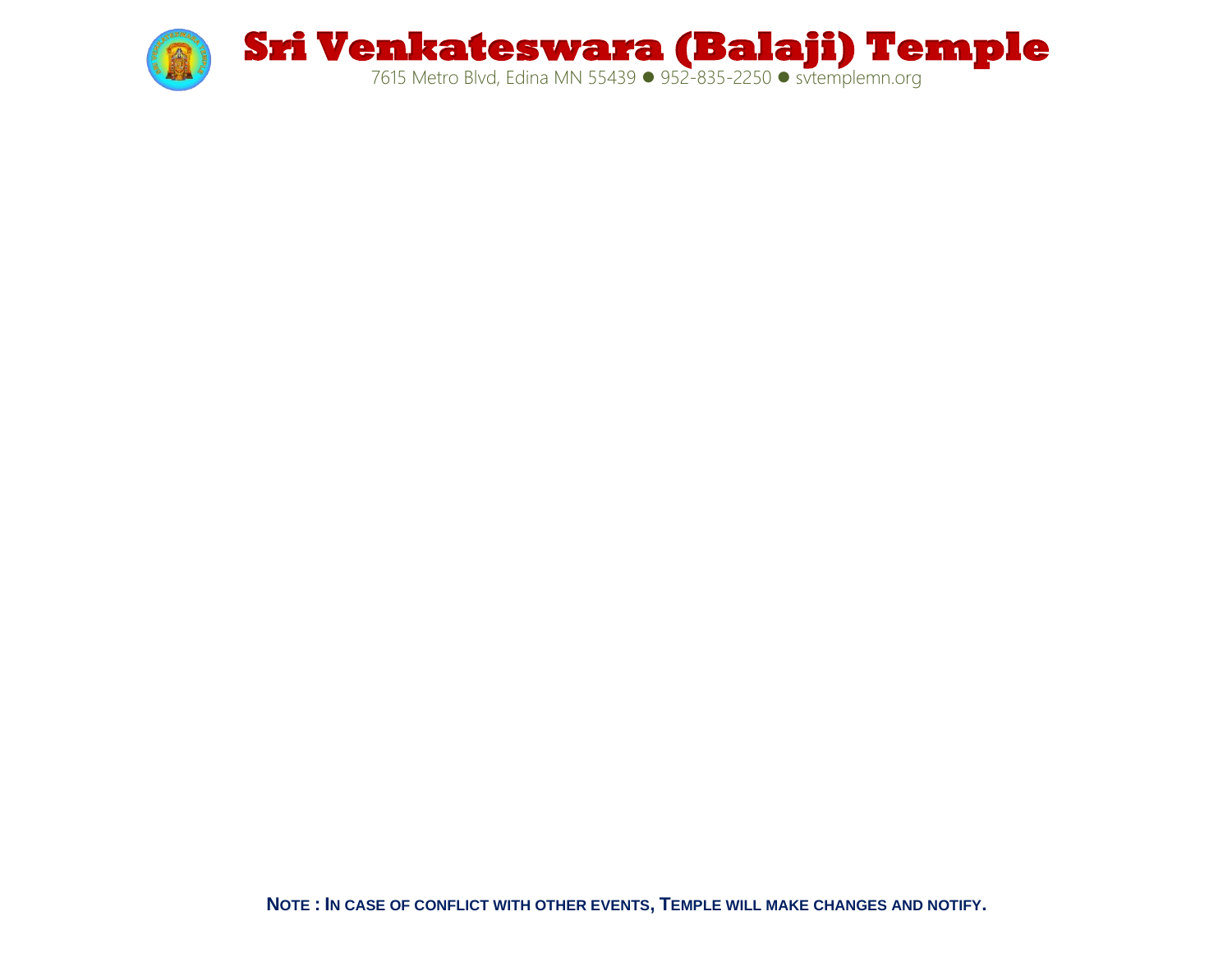# Sri Venkateswara (Balaji) Temple

7615 Metro Blvd, Edina MN 55439 ● 952-835-2250 ● svtemplemn.org

**NOTE : IN CASE OF CONFLICT WITH OTHER EVENTS, TEMPLE WILL MAKE CHANGES AND NOTIFY.**